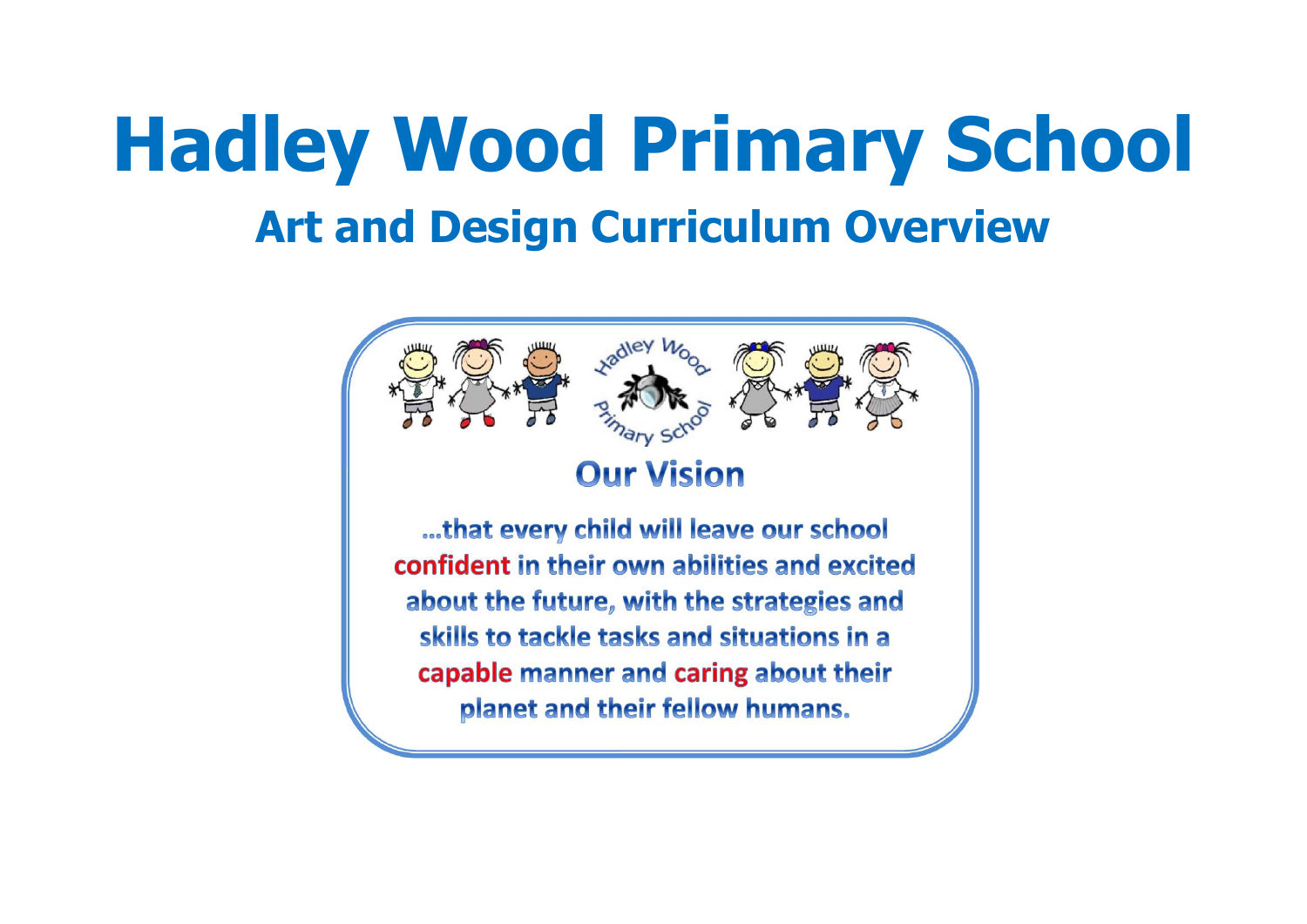# Hadley Wood Primary School

## Art and Design Curriculum Overview

Hadley Wood Primary School

### Our Vision

…that every child will leave our school **confident** in their own abilities and excited about the future, with the strategies and skills to tackle tasks and situations in a **capable** manner and **caring** about their planet and their fellow humans.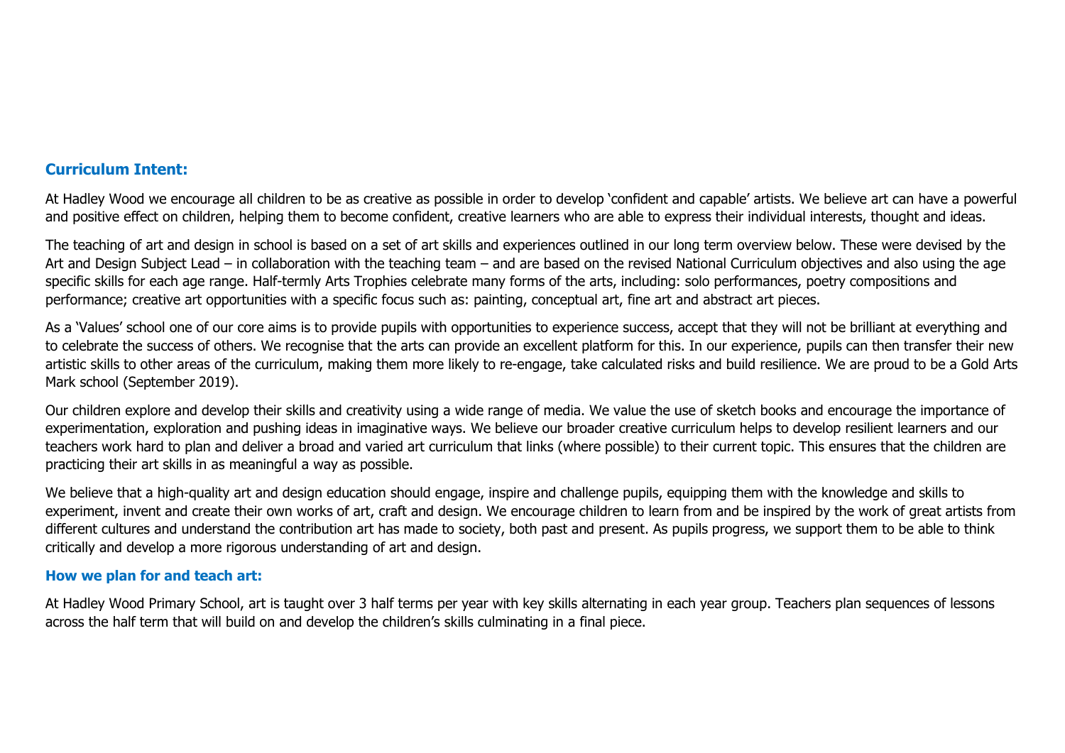## Curriculum Intent:

At Hadley Wood we encourage all children to be as creative as possible in order to develop 'confident and capable' artists. We believe art can have a powerful and positive effect on children, helping them to become confident, creative learners who are able to express their individual interests, thought and ideas.

The teaching of art and design in school is based on a set of art skills and experiences outlined in our long term overview below. These were devised by the Art and Design Subject Lead – in collaboration with the teaching team – and are based on the revised National Curriculum objectives and also using the age specific skills for each age range. Half-termly Arts Trophies celebrate many forms of the arts, including: solo performances, poetry compositions and performance; creative art opportunities with a specific focus such as: painting, conceptual art, fine art and abstract art pieces.

As a 'Values' school one of our core aims is to provide pupils with opportunities to experience success, accept that they will not be brilliant at everything and to celebrate the success of others. We recognise that the arts can provide an excellent platform for this. In our experience, pupils can then transfer their new artistic skills to other areas of the curriculum, making them more likely to re-engage, take calculated risks and build resilience. We are proud to be a Gold Arts Mark school (September 2019).

Our children explore and develop their skills and creativity using a wide range of media. We value the use of sketch books and encourage the importance of experimentation, exploration and pushing ideas in imaginative ways. We believe our broader creative curriculum helps to develop resilient learners and our teachers work hard to plan and deliver a broad and varied art curriculum that links (where possible) to their current topic. This ensures that the children are practicing their art skills in as meaningful a way as possible.

We believe that a high-quality art and design education should engage, inspire and challenge pupils, equipping them with the knowledge and skills to experiment, invent and create their own works of art, craft and design. We encourage children to learn from and be inspired by the work of great artists from different cultures and understand the contribution art has made to society, both past and present. As pupils progress, we support them to be able to think critically and develop a more rigorous understanding of art and design.

## How we plan for and teach art:

At Hadley Wood Primary School, art is taught over 3 half terms per year with key skills alternating in each year group. Teachers plan sequences of lessons across the half term that will build on and develop the children's skills culminating in a final piece.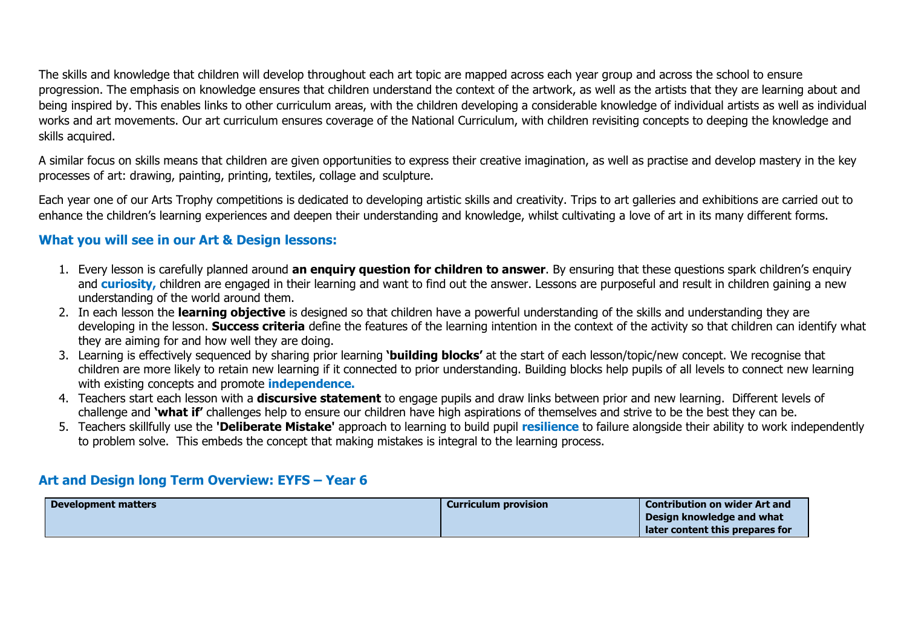The skills and knowledge that children will develop throughout each art topic are mapped across each year group and across the school to ensure progression. The emphasis on knowledge ensures that children understand the context of the artwork, as well as the artists that they are learning about and being inspired by. This enables links to other curriculum areas, with the children developing a considerable knowledge of individual artists as well as individual works and art movements. Our art curriculum ensures coverage of the National Curriculum, with children revisiting concepts to deeping the knowledge and skills acquired.

A similar focus on skills means that children are given opportunities to express their creative imagination, as well as practise and develop mastery in the key processes of art: drawing, painting, printing, textiles, collage and sculpture.

Each year one of our Arts Trophy competitions is dedicated to developing artistic skills and creativity. Trips to art galleries and exhibitions are carried out to enhance the children's learning experiences and deepen their understanding and knowledge, whilst cultivating a love of art in its many different forms.

## What you will see in our Art & Design lessons:

1. Every lesson is carefully planned around **an enquiry question for children to answer**. By ensuring that these questions spark children's enquiry and **curiosity,** children are engaged in their learning and want to find out the answer. Lessons are purposeful and result in children gaining a new understanding of the world around them.
2. In each lesson the **learning objective** is designed so that children have a powerful understanding of the skills and understanding they are developing in the lesson. **Success criteria** define the features of the learning intention in the context of the activity so that children can identify what they are aiming for and how well they are doing.
3. Learning is effectively sequenced by sharing prior learning **'building blocks'** at the start of each lesson/topic/new concept. We recognise that children are more likely to retain new learning if it connected to prior understanding. Building blocks help pupils of all levels to connect new learning with existing concepts and promote **independence.**
4. Teachers start each lesson with a **discursive statement** to engage pupils and draw links between prior and new learning. Different levels of challenge and **'what if'** challenges help to ensure our children have high aspirations of themselves and strive to be the best they can be.
5. Teachers skillfully use the **'Deliberate Mistake'** approach to learning to build pupil **resilience** to failure alongside their ability to work independently to problem solve. This embeds the concept that making mistakes is integral to the learning process.

## Art and Design long Term Overview: EYFS – Year 6

| Development matters | Curriculum provision | Contribution on wider Art and Design knowledge and what later content this prepares for |
|---|---|---|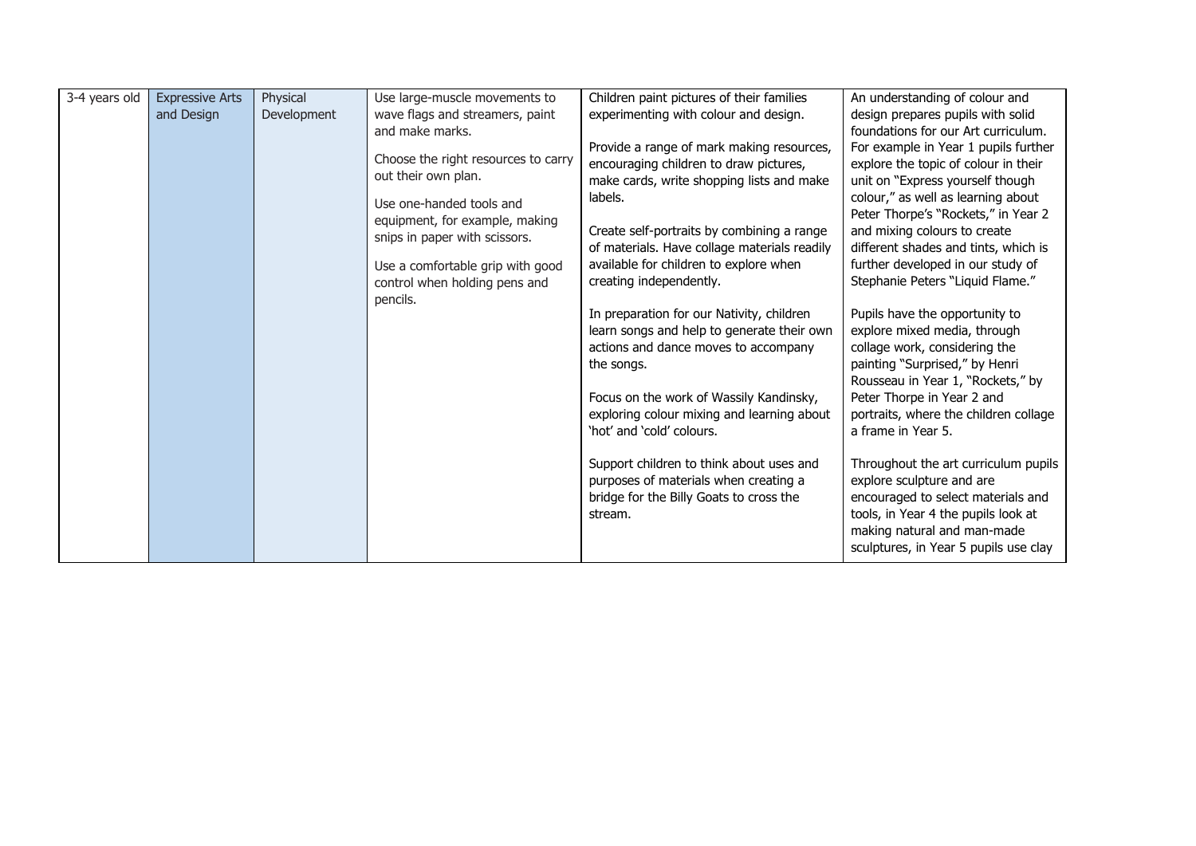| 3-4 years old | Expressive Arts and Design | Physical Development | Use large-muscle movements to wave flags and streamers, paint and make marks.<br><br>Choose the right resources to carry out their own plan.<br><br>Use one-handed tools and equipment, for example, making snips in paper with scissors.<br><br>Use a comfortable grip with good control when holding pens and pencils. | Children paint pictures of their families experimenting with colour and design.<br><br>Provide a range of mark making resources, encouraging children to draw pictures, make cards, write shopping lists and make labels.<br><br>Create self-portraits by combining a range of materials. Have collage materials readily available for children to explore when creating independently.<br><br>In preparation for our Nativity, children learn songs and help to generate their own actions and dance moves to accompany the songs.<br><br>Focus on the work of Wassily Kandinsky, exploring colour mixing and learning about 'hot' and 'cold' colours.<br><br>Support children to think about uses and purposes of materials when creating a bridge for the Billy Goats to cross the stream. | An understanding of colour and design prepares pupils with solid foundations for our Art curriculum. For example in Year 1 pupils further explore the topic of colour in their unit on "Express yourself though colour," as well as learning about Peter Thorpe's "Rockets," in Year 2 and mixing colours to create different shades and tints, which is further developed in our study of Stephanie Peters "Liquid Flame."<br><br>Pupils have the opportunity to explore mixed media, through collage work, considering the painting "Surprised," by Henri Rousseau in Year 1, "Rockets," by Peter Thorpe in Year 2 and portraits, where the children collage a frame in Year 5.<br><br>Throughout the art curriculum pupils explore sculpture and are encouraged to select materials and tools, in Year 4 the pupils look at making natural and man-made sculptures, in Year 5 pupils use clay |
|---|---|---|---|---|---|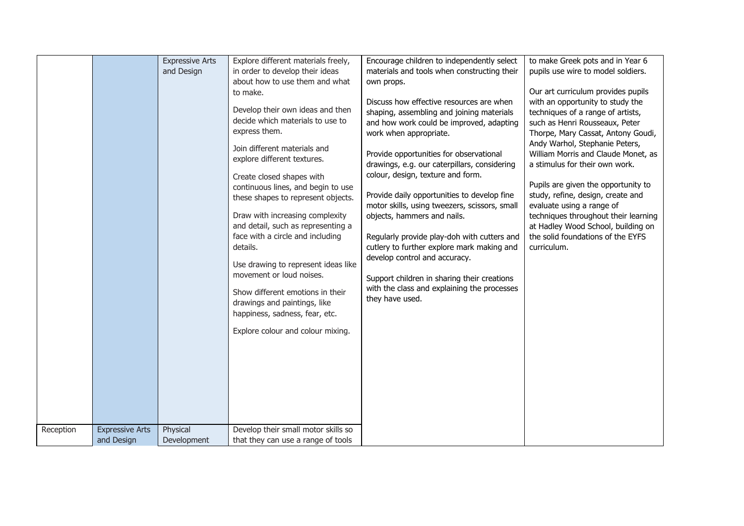| | | | | | |
|---|---|---|---|---|---|
| | | Expressive Arts and Design | Explore different materials freely, in order to develop their ideas about how to use them and what to make.<br><br>Develop their own ideas and then decide which materials to use to express them.<br><br>Join different materials and explore different textures.<br><br>Create closed shapes with continuous lines, and begin to use these shapes to represent objects.<br><br>Draw with increasing complexity and detail, such as representing a face with a circle and including details.<br><br>Use drawing to represent ideas like movement or loud noises.<br><br>Show different emotions in their drawings and paintings, like happiness, sadness, fear, etc.<br><br>Explore colour and colour mixing. | Encourage children to independently select materials and tools when constructing their own props.<br><br>Discuss how effective resources are when shaping, assembling and joining materials and how work could be improved, adapting work when appropriate.<br><br>Provide opportunities for observational drawings, e.g. our caterpillars, considering colour, design, texture and form.<br><br>Provide daily opportunities to develop fine motor skills, using tweezers, scissors, small objects, hammers and nails.<br><br>Regularly provide play-doh with cutters and cutlery to further explore mark making and develop control and accuracy.<br><br>Support children in sharing their creations with the class and explaining the processes they have used. | to make Greek pots and in Year 6 pupils use wire to model soldiers.<br><br>Our art curriculum provides pupils with an opportunity to study the techniques of a range of artists, such as Henri Rousseaux, Peter Thorpe, Mary Cassat, Antony Goudi, Andy Warhol, Stephanie Peters, William Morris and Claude Monet, as a stimulus for their own work.<br><br>Pupils are given the opportunity to study, refine, design, create and evaluate using a range of techniques throughout their learning at Hadley Wood School, building on the solid foundations of the EYFS curriculum. |
| Reception | Expressive Arts and Design | Physical Development | Develop their small motor skills so that they can use a range of tools | | |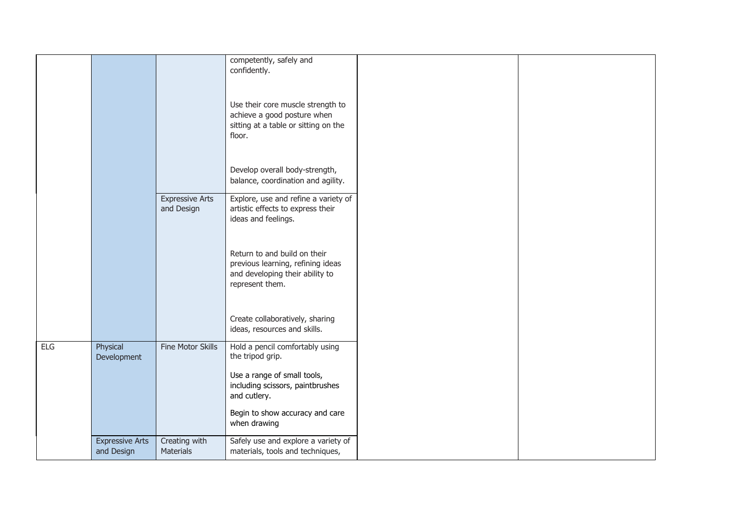| | | | | | |
|---|---|---|---|---|---|
| | | | competently, safely and confidently.<br><br>Use their core muscle strength to achieve a good posture when sitting at a table or sitting on the floor.<br><br>Develop overall body-strength, balance, coordination and agility. | | |
| | | Expressive Arts and Design | Explore, use and refine a variety of artistic effects to express their ideas and feelings.<br><br>Return to and build on their previous learning, refining ideas and developing their ability to represent them.<br><br>Create collaboratively, sharing ideas, resources and skills. | | |
| ELG | Physical Development | Fine Motor Skills | Hold a pencil comfortably using the tripod grip.<br><br>Use a range of small tools, including scissors, paintbrushes and cutlery.<br><br>Begin to show accuracy and care when drawing | | |
| | Expressive Arts and Design | Creating with Materials | Safely use and explore a variety of materials, tools and techniques, | | |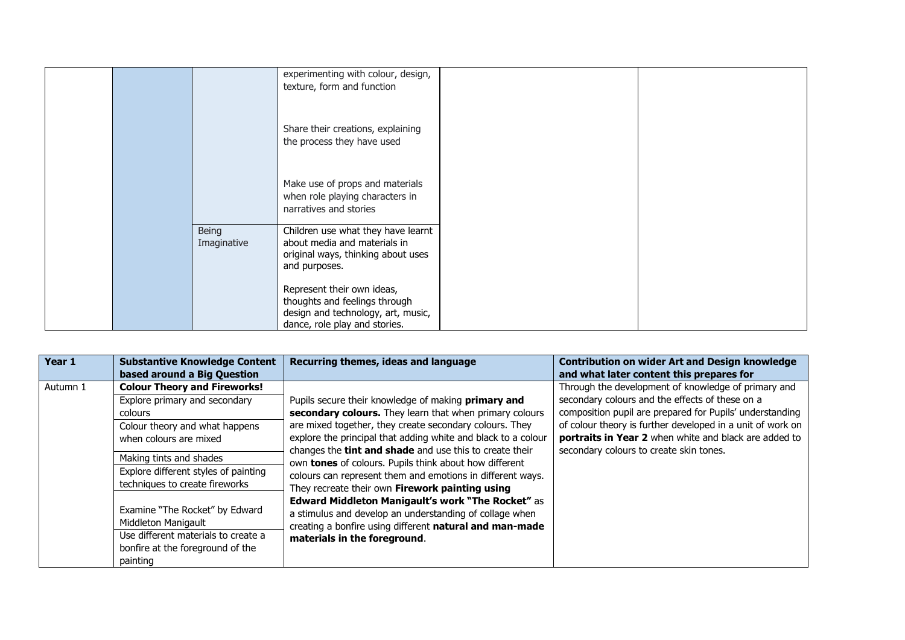| | | | | | |
|---|---|---|---|---|---|
| | | | experimenting with colour, design, texture, form and function<br><br>Share their creations, explaining the process they have used<br><br>Make use of props and materials when role playing characters in narratives and stories | | |
| | | Being Imaginative | Children use what they have learnt about media and materials in original ways, thinking about uses and purposes.<br><br>Represent their own ideas, thoughts and feelings through design and technology, art, music, dance, role play and stories. | | |

| Year 1 | Substantive Knowledge Content based around a Big Question | Recurring themes, ideas and language | Contribution on wider Art and Design knowledge and what later content this prepares for |
|---|---|---|---|
| Autumn 1 | **Colour Theory and Fireworks!**<br>Explore primary and secondary colours<br>Colour theory and what happens when colours are mixed<br>Making tints and shades<br>Explore different styles of painting techniques to create fireworks<br>Examine "The Rocket" by Edward Middleton Manigault<br>Use different materials to create a bonfire at the foreground of the painting | Pupils secure their knowledge of making **primary and secondary colours.** They learn that when primary colours are mixed together, they create secondary colours. They explore the principal that adding white and black to a colour changes the **tint and shade** and use this to create their own **tones** of colours. Pupils think about how different colours can represent them and emotions in different ways. They recreate their own **Firework painting using Edward Middleton Manigault's work "The Rocket"** as a stimulus and develop an understanding of collage when creating a bonfire using different **natural and man-made materials in the foreground**. | Through the development of knowledge of primary and secondary colours and the effects of these on a composition pupil are prepared for Pupils' understanding of colour theory is further developed in a unit of work on **portraits in Year 2** when white and black are added to secondary colours to create skin tones. |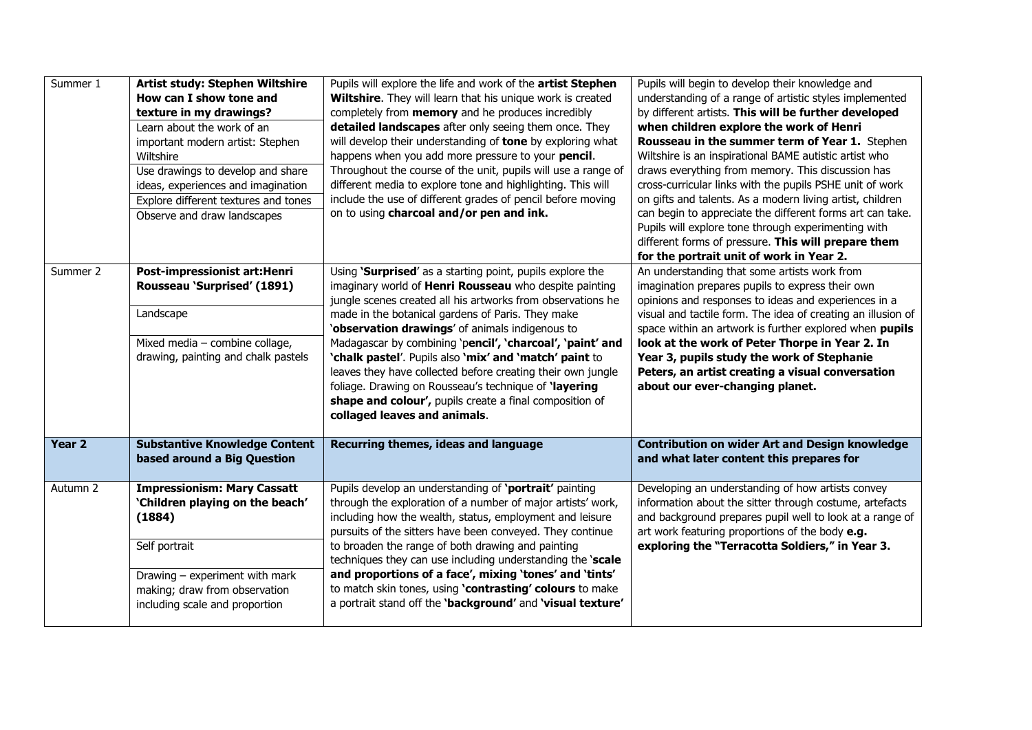| Summer 1 | **Artist study: Stephen Wiltshire** **How can I show tone and texture in my drawings?**<br>Learn about the work of an important modern artist: Stephen Wiltshire<br>Use drawings to develop and share ideas, experiences and imagination<br>Explore different textures and tones<br>Observe and draw landscapes | Pupils will explore the life and work of the **artist Stephen Wiltshire**. They will learn that his unique work is created completely from **memory** and he produces incredibly **detailed landscapes** after only seeing them once. They will develop their understanding of **tone** by exploring what happens when you add more pressure to your **pencil**. Throughout the course of the unit, pupils will use a range of different media to explore tone and highlighting. This will include the use of different grades of pencil before moving on to using **charcoal and/or pen and ink.** | Pupils will begin to develop their knowledge and understanding of a range of artistic styles implemented by different artists. **This will be further developed when children explore the work of Henri Rousseau in the summer term of Year 1.** Stephen Wiltshire is an inspirational BAME autistic artist who draws everything from memory. This discussion has cross-curricular links with the pupils PSHE unit of work on gifts and talents. As a modern living artist, children can begin to appreciate the different forms art can take. Pupils will explore tone through experimenting with different forms of pressure. **This will prepare them for the portrait unit of work in Year 2.** |
|---|---|---|---|
| Summer 2 | **Post-impressionist art:Henri Rousseau 'Surprised' (1891)**<br>Landscape<br>Mixed media – combine collage, drawing, painting and chalk pastels | Using '**Surprised**' as a starting point, pupils explore the imaginary world of **Henri Rousseau** who despite painting jungle scenes created all his artworks from observations he made in the botanical gardens of Paris. They make '**observation drawings**' of animals indigenous to Madagascar by combining 'p**encil', 'charcoal', 'paint' and 'chalk pastel**'. Pupils also **'mix' and 'match' paint** to leaves they have collected before creating their own jungle foliage. Drawing on Rousseau's technique of **'layering shape and colour',** pupils create a final composition of **collaged leaves and animals**. | An understanding that some artists work from imagination prepares pupils to express their own opinions and responses to ideas and experiences in a visual and tactile form. The idea of creating an illusion of space within an artwork is further explored when **pupils look at the work of Peter Thorpe in Year 2. In Year 3, pupils study the work of Stephanie Peters, an artist creating a visual conversation about our ever-changing planet.** |
| **Year 2** | **Substantive Knowledge Content based around a Big Question** | **Recurring themes, ideas and language** | **Contribution on wider Art and Design knowledge and what later content this prepares for** |
| Autumn 2 | **Impressionism: Mary Cassatt 'Children playing on the beach' (1884)**<br>Self portrait<br>Drawing – experiment with mark making; draw from observation including scale and proportion | Pupils develop an understanding of **'portrait'** painting through the exploration of a number of major artists' work, including how the wealth, status, employment and leisure pursuits of the sitters have been conveyed. They continue to broaden the range of both drawing and painting techniques they can use including understanding the '**scale and proportions of a face', mixing 'tones' and 'tints'** to match skin tones, using **'contrasting' colours** to make a portrait stand off the **'background'** and **'visual texture'** | Developing an understanding of how artists convey information about the sitter through costume, artefacts and background prepares pupil well to look at a range of art work featuring proportions of the body **e.g. exploring the "Terracotta Soldiers," in Year 3.** |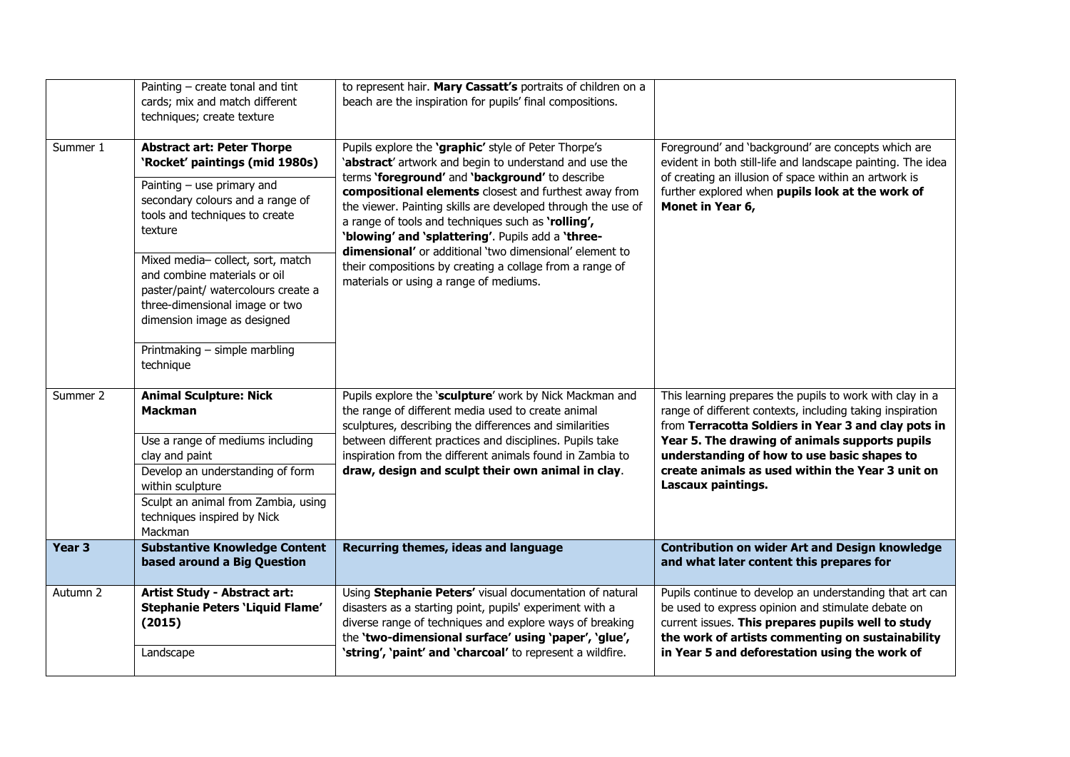| | | | |
|---|---|---|---|
| | Painting – create tonal and tint cards; mix and match different techniques; create texture | to represent hair. **Mary Cassatt's** portraits of children on a beach are the inspiration for pupils' final compositions. | |
| Summer 1 | **Abstract art: Peter Thorpe 'Rocket' paintings (mid 1980s)**<br><br>Painting – use primary and secondary colours and a range of tools and techniques to create texture<br><br>Mixed media– collect, sort, match and combine materials or oil paster/paint/ watercolours create a three-dimensional image or two dimension image as designed<br><br>Printmaking – simple marbling technique | Pupils explore the **'graphic'** style of Peter Thorpe's '**abstract**' artwork and begin to understand and use the terms **'foreground'** and **'background'** to describe **compositional elements** closest and furthest away from the viewer. Painting skills are developed through the use of a range of tools and techniques such as **'rolling', 'blowing' and 'splattering'**. Pupils add a **'three-dimensional'** or additional 'two dimensional' element to their compositions by creating a collage from a range of materials or using a range of mediums. | Foreground' and 'background' are concepts which are evident in both still-life and landscape painting. The idea of creating an illusion of space within an artwork is further explored when **pupils look at the work of Monet in Year 6,** |
| Summer 2 | **Animal Sculpture: Nick Mackman**<br><br>Use a range of mediums including clay and paint<br><br>Develop an understanding of form within sculpture<br><br>Sculpt an animal from Zambia, using techniques inspired by Nick Mackman | Pupils explore the '**sculpture**' work by Nick Mackman and the range of different media used to create animal sculptures, describing the differences and similarities between different practices and disciplines. Pupils take inspiration from the different animals found in Zambia to **draw, design and sculpt their own animal in clay**. | This learning prepares the pupils to work with clay in a range of different contexts, including taking inspiration from **Terracotta Soldiers in Year 3 and clay pots in Year 5. The drawing of animals supports pupils understanding of how to use basic shapes to create animals as used within the Year 3 unit on Lascaux paintings.** |
| **Year 3** | **Substantive Knowledge Content based around a Big Question** | **Recurring themes, ideas and language** | **Contribution on wider Art and Design knowledge and what later content this prepares for** |
| Autumn 2 | **Artist Study - Abstract art: Stephanie Peters 'Liquid Flame' (2015)**<br><br>Landscape | Using **Stephanie Peters'** visual documentation of natural disasters as a starting point, pupils' experiment with a diverse range of techniques and explore ways of breaking the **'two-dimensional surface' using 'paper', 'glue', 'string', 'paint' and 'charcoal'** to represent a wildfire. | Pupils continue to develop an understanding that art can be used to express opinion and stimulate debate on current issues. **This prepares pupils well to study the work of artists commenting on sustainability in Year 5 and deforestation using the work of** |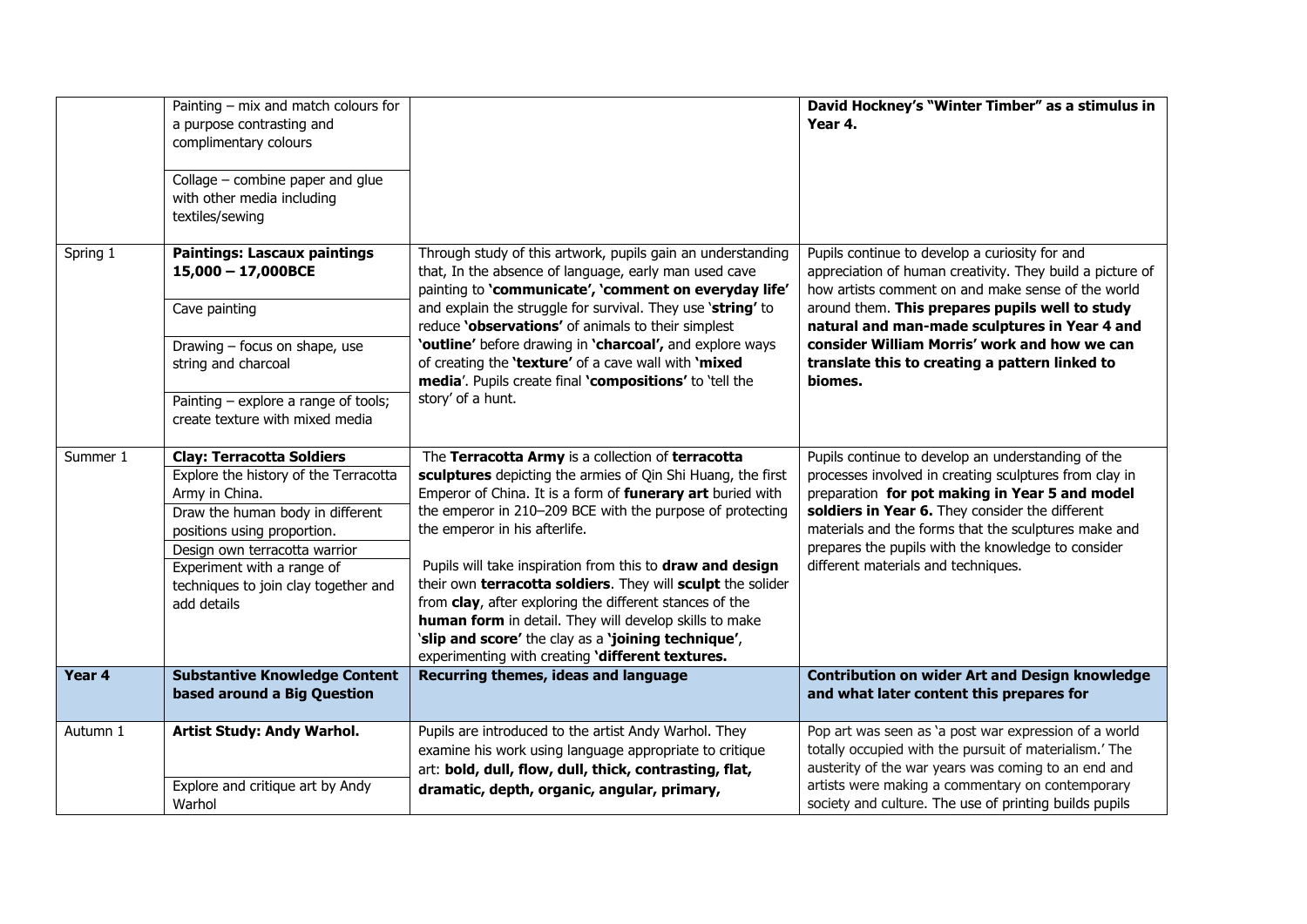| | | | |
|---|---|---|---|
| | Painting – mix and match colours for a purpose contrasting and complimentary colours<br><br>Collage – combine paper and glue with other media including textiles/sewing | | **David Hockney's "Winter Timber" as a stimulus in Year 4.** |
| Spring 1 | **Paintings: Lascaux paintings 15,000 – 17,000BCE**<br><br>Cave painting<br><br>Drawing – focus on shape, use string and charcoal<br><br>Painting – explore a range of tools; create texture with mixed media | Through study of this artwork, pupils gain an understanding that, In the absence of language, early man used cave painting to **'communicate', 'comment on everyday life'** and explain the struggle for survival. They use '**string'** to reduce **'observations'** of animals to their simplest **'outline'** before drawing in **'charcoal',** and explore ways of creating the **'texture'** of a cave wall with **'mixed media**'. Pupils create final **'compositions'** to 'tell the story' of a hunt. | Pupils continue to develop a curiosity for and appreciation of human creativity. They build a picture of how artists comment on and make sense of the world around them. **This prepares pupils well to study natural and man-made sculptures in Year 4 and consider William Morris' work and how we can translate this to creating a pattern linked to biomes.** |
| Summer 1 | **Clay: Terracotta Soldiers**<br><br>Explore the history of the Terracotta Army in China.<br><br>Draw the human body in different positions using proportion.<br><br>Design own terracotta warrior<br><br>Experiment with a range of techniques to join clay together and add details | The **Terracotta Army** is a collection of **terracotta sculptures** depicting the armies of Qin Shi Huang, the first Emperor of China. It is a form of **funerary art** buried with the emperor in 210–209 BCE with the purpose of protecting the emperor in his afterlife.<br><br>Pupils will take inspiration from this to **draw and design** their own **terracotta soldiers**. They will **sculpt** the solider from **clay**, after exploring the different stances of the **human form** in detail. They will develop skills to make '**slip and score'** the clay as a **'joining technique'**, experimenting with creating **'different textures.** | Pupils continue to develop an understanding of the processes involved in creating sculptures from clay in preparation **for pot making in Year 5 and model soldiers in Year 6.** They consider the different materials and the forms that the sculptures make and prepares the pupils with the knowledge to consider different materials and techniques. |
| **Year 4** | **Substantive Knowledge Content based around a Big Question** | **Recurring themes, ideas and language** | **Contribution on wider Art and Design knowledge and what later content this prepares for** |
| Autumn 1 | **Artist Study: Andy Warhol.**<br><br>Explore and critique art by Andy Warhol | Pupils are introduced to the artist Andy Warhol. They examine his work using language appropriate to critique art: **bold, dull, flow, dull, thick, contrasting, flat, dramatic, depth, organic, angular, primary,** | Pop art was seen as 'a post war expression of a world totally occupied with the pursuit of materialism.' The austerity of the war years was coming to an end and artists were making a commentary on contemporary society and culture. The use of printing builds pupils |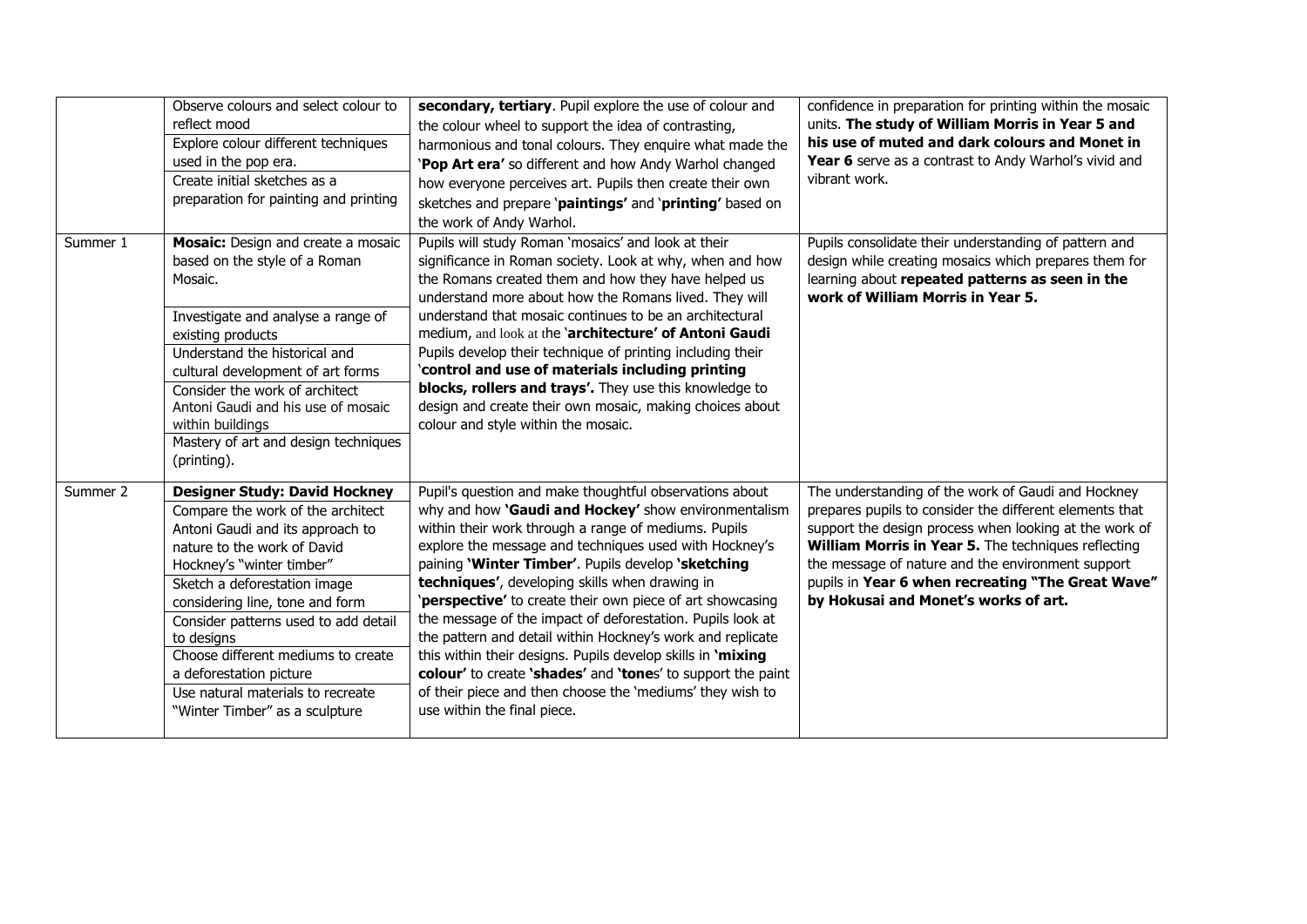|  |  |  |  |
|---|---|---|---|
|  | Observe colours and select colour to reflect mood<br>Explore colour different techniques used in the pop era.<br>Create initial sketches as a preparation for painting and printing | **secondary, tertiary**. Pupil explore the use of colour and the colour wheel to support the idea of contrasting, harmonious and tonal colours. They enquire what made the '**Pop Art era'** so different and how Andy Warhol changed how everyone perceives art. Pupils then create their own sketches and prepare '**paintings'** and '**printing'** based on the work of Andy Warhol. | confidence in preparation for printing within the mosaic units. **The study of William Morris in Year 5 and his use of muted and dark colours and Monet in Year 6** serve as a contrast to Andy Warhol's vivid and vibrant work. |
| Summer 1 | **Mosaic:** Design and create a mosaic based on the style of a Roman Mosaic.<br>Investigate and analyse a range of existing products<br>Understand the historical and cultural development of art forms<br>Consider the work of architect Antoni Gaudi and his use of mosaic within buildings<br>Mastery of art and design techniques (printing). | Pupils will study Roman 'mosaics' and look at their significance in Roman society. Look at why, when and how the Romans created them and how they have helped us understand more about how the Romans lived. They will understand that mosaic continues to be an architectural medium, and look at the '**architecture' of Antoni Gaudi** Pupils develop their technique of printing including their '**control and use of materials including printing blocks, rollers and trays'.** They use this knowledge to design and create their own mosaic, making choices about colour and style within the mosaic. | Pupils consolidate their understanding of pattern and design while creating mosaics which prepares them for learning about **repeated patterns as seen in the work of William Morris in Year 5.** |
| Summer 2 | **Designer Study: David Hockney**<br>Compare the work of the architect Antoni Gaudi and its approach to nature to the work of David Hockney's "winter timber"<br>Sketch a deforestation image considering line, tone and form<br>Consider patterns used to add detail to designs<br>Choose different mediums to create a deforestation picture<br>Use natural materials to recreate "Winter Timber" as a sculpture | Pupil's question and make thoughtful observations about why and how **'Gaudi and Hockey'** show environmentalism within their work through a range of mediums. Pupils explore the message and techniques used with Hockney's paining **'Winter Timber'**. Pupils develop **'sketching techniques'**, developing skills when drawing in '**perspective'** to create their own piece of art showcasing the message of the impact of deforestation. Pupils look at the pattern and detail within Hockney's work and replicate this within their designs. Pupils develop skills in **'mixing colour'** to create **'shades'** and **'tone**s' to support the paint of their piece and then choose the 'mediums' they wish to use within the final piece. | The understanding of the work of Gaudi and Hockney prepares pupils to consider the different elements that support the design process when looking at the work of **William Morris in Year 5.** The techniques reflecting the message of nature and the environment support pupils in **Year 6 when recreating "The Great Wave" by Hokusai and Monet's works of art.** |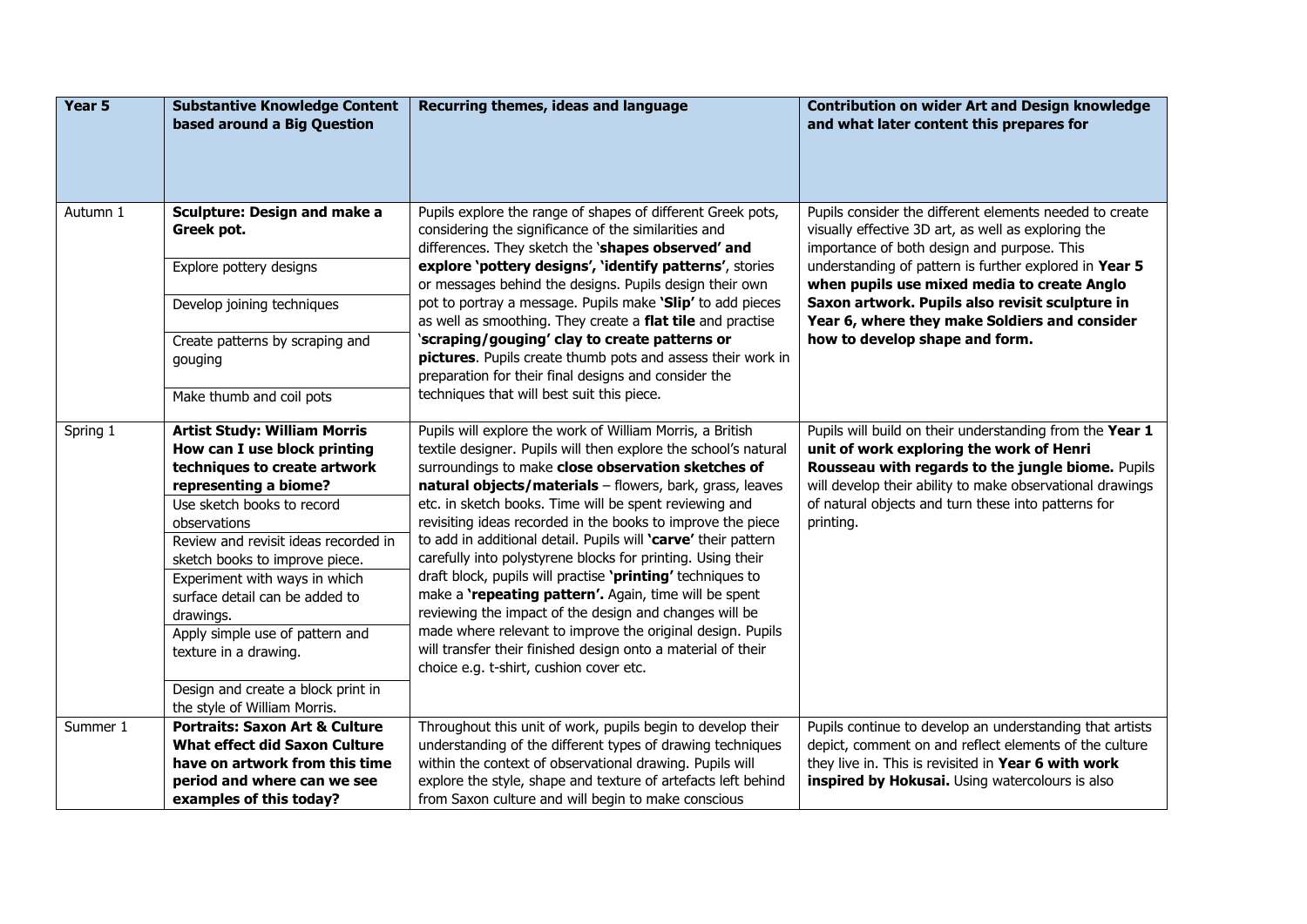| Year 5 | Substantive Knowledge Content based around a Big Question | Recurring themes, ideas and language | Contribution on wider Art and Design knowledge and what later content this prepares for |
|---|---|---|---|
| Autumn 1 | **Sculpture: Design and make a Greek pot.**<br>Explore pottery designs<br>Develop joining techniques<br>Create patterns by scraping and gouging<br>Make thumb and coil pots | Pupils explore the range of shapes of different Greek pots, considering the significance of the similarities and differences. They sketch the '**shapes observed' and explore 'pottery designs', 'identify patterns'**, stories or messages behind the designs. Pupils design their own pot to portray a message. Pupils make **'Slip'** to add pieces as well as smoothing. They create a **flat tile** and practise '**scraping/gouging' clay to create patterns or pictures**. Pupils create thumb pots and assess their work in preparation for their final designs and consider the techniques that will best suit this piece. | Pupils consider the different elements needed to create visually effective 3D art, as well as exploring the importance of both design and purpose. This understanding of pattern is further explored in **Year 5 when pupils use mixed media to create Anglo Saxon artwork. Pupils also revisit sculpture in Year 6, where they make Soldiers and consider how to develop shape and form.** |
| Spring 1 | **Artist Study: William Morris How can I use block printing techniques to create artwork representing a biome?**<br>Use sketch books to record observations<br>Review and revisit ideas recorded in sketch books to improve piece.<br>Experiment with ways in which surface detail can be added to drawings.<br>Apply simple use of pattern and texture in a drawing.<br>Design and create a block print in the style of William Morris. | Pupils will explore the work of William Morris, a British textile designer. Pupils will then explore the school's natural surroundings to make **close observation sketches of natural objects/materials** – flowers, bark, grass, leaves etc. in sketch books. Time will be spent reviewing and revisiting ideas recorded in the books to improve the piece to add in additional detail. Pupils will **'carve'** their pattern carefully into polystyrene blocks for printing. Using their draft block, pupils will practise **'printing'** techniques to make a **'repeating pattern'.** Again, time will be spent reviewing the impact of the design and changes will be made where relevant to improve the original design. Pupils will transfer their finished design onto a material of their choice e.g. t-shirt, cushion cover etc. | Pupils will build on their understanding from the **Year 1 unit of work exploring the work of Henri Rousseau with regards to the jungle biome.** Pupils will develop their ability to make observational drawings of natural objects and turn these into patterns for printing. |
| Summer 1 | **Portraits: Saxon Art & Culture What effect did Saxon Culture have on artwork from this time period and where can we see examples of this today?** | Throughout this unit of work, pupils begin to develop their understanding of the different types of drawing techniques within the context of observational drawing. Pupils will explore the style, shape and texture of artefacts left behind from Saxon culture and will begin to make conscious | Pupils continue to develop an understanding that artists depict, comment on and reflect elements of the culture they live in. This is revisited in **Year 6 with work inspired by Hokusai.** Using watercolours is also |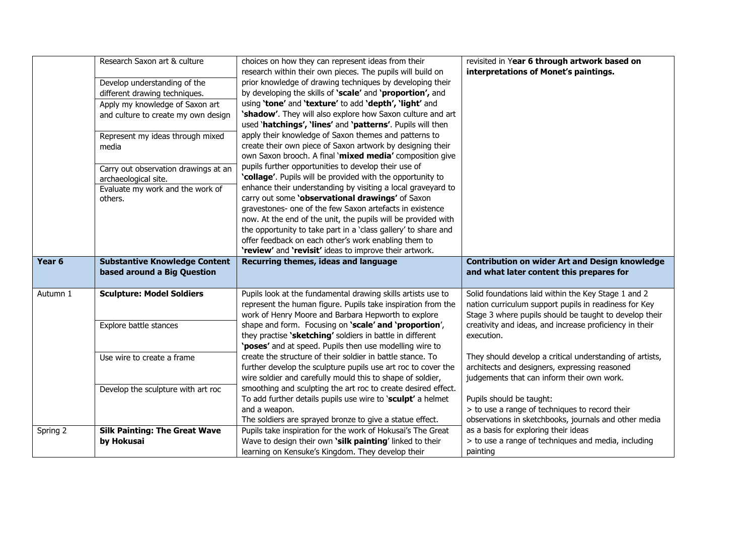| | | | |
|---|---|---|---|
| | Research Saxon art & culture<br><br>Develop understanding of the different drawing techniques.<br><br>Apply my knowledge of Saxon art and culture to create my own design<br><br>Represent my ideas through mixed media<br><br>Carry out observation drawings at an archaeological site.<br><br>Evaluate my work and the work of others. | choices on how they can represent ideas from their research within their own pieces. The pupils will build on prior knowledge of drawing techniques by developing their by developing the skills of **'scale'** and **'proportion',** and using **'tone'** and **'texture'** to add **'depth', 'light'** and **'shadow'**. They will also explore how Saxon culture and art used **'hatchings', 'lines'** and **'patterns'**. Pupils will then apply their knowledge of Saxon themes and patterns to create their own piece of Saxon artwork by designing their own Saxon brooch. A final **'mixed media'** composition give pupils further opportunities to develop their use of **'collage'**. Pupils will be provided with the opportunity to enhance their understanding by visiting a local graveyard to carry out some **'observational drawings'** of Saxon gravestones- one of the few Saxon artefacts in existence now. At the end of the unit, the pupils will be provided with the opportunity to take part in a 'class gallery' to share and offer feedback on each other's work enabling them to **'review'** and **'revisit'** ideas to improve their artwork. | revisited in Y**ear 6 through artwork based on interpretations of Monet's paintings.** |
| **Year 6** | **Substantive Knowledge Content based around a Big Question** | **Recurring themes, ideas and language** | **Contribution on wider Art and Design knowledge and what later content this prepares for** |
| Autumn 1 | **Sculpture: Model Soldiers**<br><br>Explore battle stances<br><br>Use wire to create a frame<br><br>Develop the sculpture with art roc | Pupils look at the fundamental drawing skills artists use to represent the human figure. Pupils take inspiration from the work of Henry Moore and Barbara Hepworth to explore shape and form. Focusing on **'scale' and 'proportion'**, they practise **'sketching'** soldiers in battle in different **'poses'** and at speed. Pupils then use modelling wire to create the structure of their soldier in battle stance. To further develop the sculpture pupils use art roc to cover the wire soldier and carefully mould this to shape of soldier, smoothing and sculpting the art roc to create desired effect. To add further details pupils use wire to **'sculpt'** a helmet and a weapon.<br>The soldiers are sprayed bronze to give a statue effect. | Solid foundations laid within the Key Stage 1 and 2 nation curriculum support pupils in readiness for Key Stage 3 where pupils should be taught to develop their creativity and ideas, and increase proficiency in their execution.<br><br>They should develop a critical understanding of artists, architects and designers, expressing reasoned judgements that can inform their own work.<br><br>Pupils should be taught:<br>> to use a range of techniques to record their observations in sketchbooks, journals and other media as a basis for exploring their ideas<br>> to use a range of techniques and media, including painting |
| Spring 2 | **Silk Painting: The Great Wave by Hokusai** | Pupils take inspiration for the work of Hokusai's The Great Wave to design their own **'silk painting'** linked to their learning on Kensuke's Kingdom. They develop their | |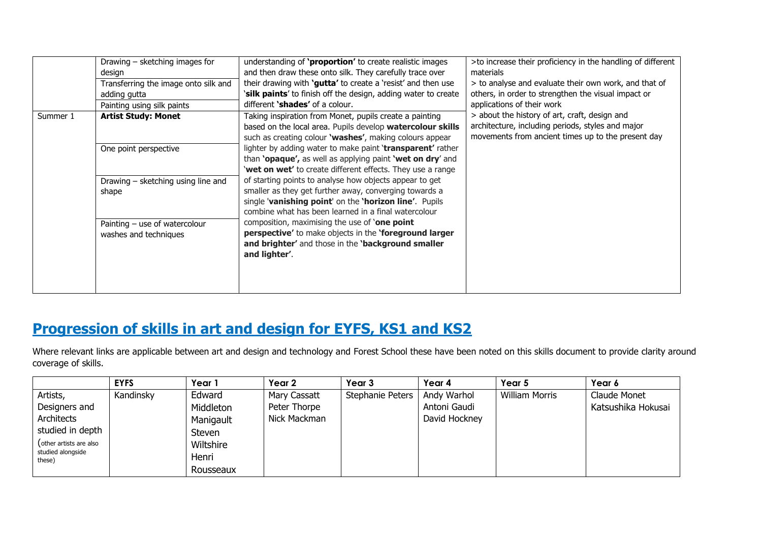| | | | |
|---|---|---|---|
| | Drawing – sketching images for design<br>Transferring the image onto silk and adding gutta<br>Painting using silk paints | understanding of **'proportion'** to create realistic images and then draw these onto silk. They carefully trace over their drawing with **'gutta'** to create a 'resist' and then use '**silk paints**' to finish off the design, adding water to create different **'shades'** of a colour. | >to increase their proficiency in the handling of different materials<br>> to analyse and evaluate their own work, and that of others, in order to strengthen the visual impact or applications of their work<br>> about the history of art, craft, design and architecture, including periods, styles and major movements from ancient times up to the present day |
| Summer 1 | **Artist Study: Monet**<br>One point perspective<br>Drawing – sketching using line and shape<br>Painting – use of watercolour washes and techniques | Taking inspiration from Monet, pupils create a painting based on the local area. Pupils develop **watercolour skills** such as creating colour **'washes'**, making colours appear lighter by adding water to make paint '**transparent**' rather than **'opaque',** as well as applying paint **'wet on dry**' and '**wet on wet'** to create different effects. They use a range of starting points to analyse how objects appear to get smaller as they get further away, converging towards a single '**vanishing point**' on the **'horizon line'**. Pupils combine what has been learned in a final watercolour composition, maximising the use of '**one point perspective'** to make objects in the **'foreground larger and brighter'** and those in the **'background smaller and lighter'**. | |

## Progression of skills in art and design for EYFS, KS1 and KS2

Where relevant links are applicable between art and design and technology and Forest School these have been noted on this skills document to provide clarity around coverage of skills.

| | EYFS | Year 1 | Year 2 | Year 3 | Year 4 | Year 5 | Year 6 |
|---|---|---|---|---|---|---|---|
| Artists, Designers and Architects studied in depth (other artists are also studied alongside these) | Kandinsky | Edward Middleton Manigault<br>Steven Wiltshire<br>Henri Rousseaux | Mary Cassatt<br>Peter Thorpe<br>Nick Mackman | Stephanie Peters | Andy Warhol<br>Antoni Gaudi<br>David Hockney | William Morris | Claude Monet<br>Katsushika Hokusai |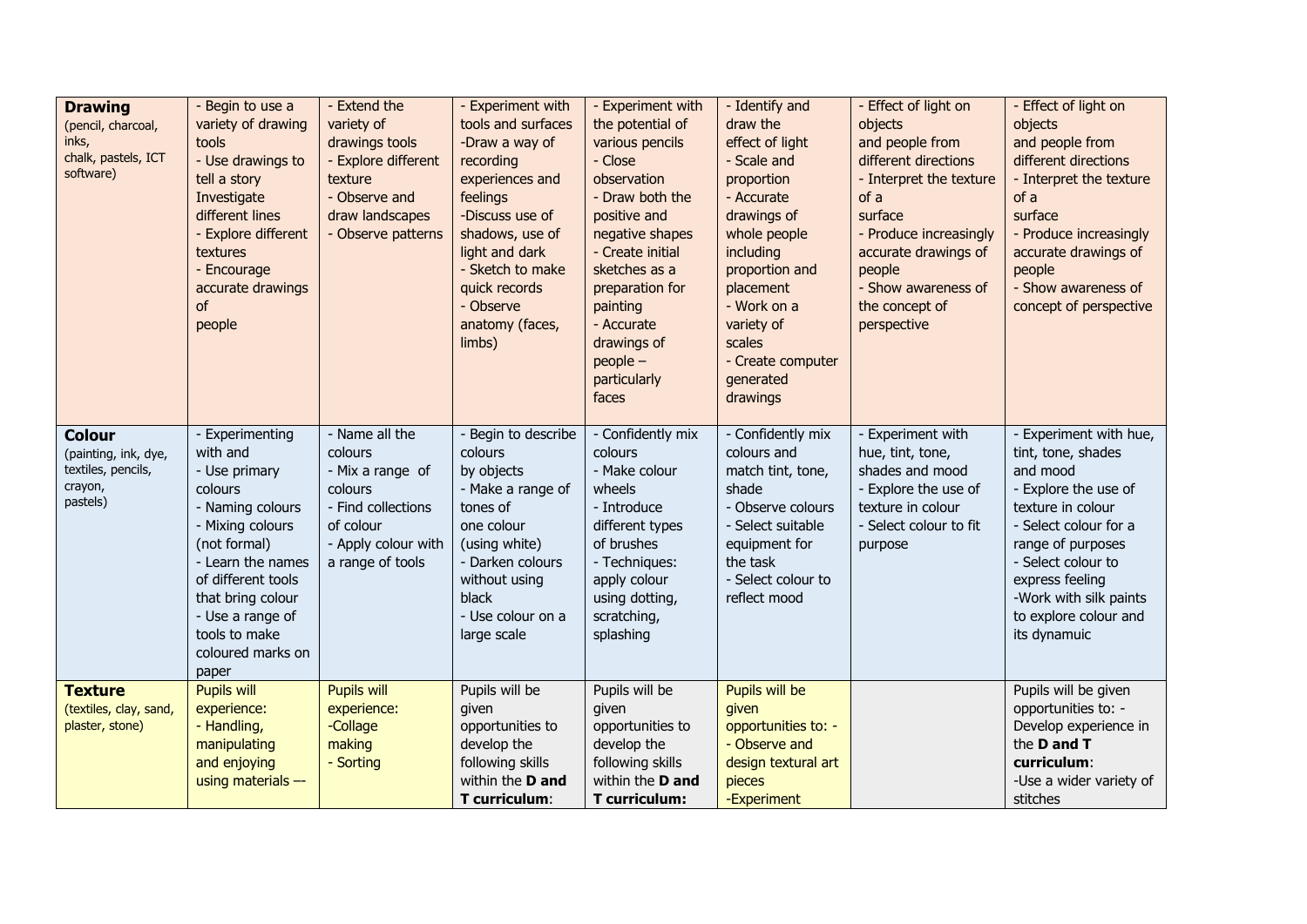| **Drawing** (pencil, charcoal, inks, chalk, pastels, ICT software) | - Begin to use a variety of drawing tools<br>- Use drawings to tell a story Investigate different lines<br>- Explore different textures<br>- Encourage accurate drawings of people | - Extend the variety of drawings tools<br>- Explore different texture<br>- Observe and draw landscapes<br>- Observe patterns | - Experiment with tools and surfaces<br>-Draw a way of recording experiences and feelings<br>-Discuss use of shadows, use of light and dark<br>- Sketch to make quick records<br>- Observe anatomy (faces, limbs) | - Experiment with the potential of various pencils<br>- Close observation<br>- Draw both the positive and negative shapes<br>- Create initial sketches as a preparation for painting<br>- Accurate drawings of people – particularly faces | - Identify and draw the effect of light<br>- Scale and proportion<br>- Accurate drawings of whole people including proportion and placement<br>- Work on a variety of scales<br>- Create computer generated drawings | - Effect of light on objects and people from different directions<br>- Interpret the texture of a surface<br>- Produce increasingly accurate drawings of people<br>- Show awareness of the concept of perspective | - Effect of light on objects and people from different directions<br>- Interpret the texture of a surface<br>- Produce increasingly accurate drawings of people<br>- Show awareness of concept of perspective |
|---|---|---|---|---|---|---|---|
| **Colour** (painting, ink, dye, textiles, pencils, crayon, pastels) | - Experimenting with and<br>- Use primary colours<br>- Naming colours<br>- Mixing colours (not formal)<br>- Learn the names of different tools that bring colour<br>- Use a range of tools to make coloured marks on paper | - Name all the colours<br>- Mix a range of colours<br>- Find collections of colour<br>- Apply colour with a range of tools | - Begin to describe colours by objects<br>- Make a range of tones of one colour (using white)<br>- Darken colours without using black<br>- Use colour on a large scale | - Confidently mix colours<br>- Make colour wheels<br>- Introduce different types of brushes<br>- Techniques: apply colour using dotting, scratching, splashing | - Confidently mix colours and match tint, tone, shade<br>- Observe colours<br>- Select suitable equipment for the task<br>- Select colour to reflect mood | - Experiment with hue, tint, tone, shades and mood<br>- Explore the use of texture in colour<br>- Select colour to fit purpose | - Experiment with hue, tint, tone, shades and mood<br>- Explore the use of texture in colour<br>- Select colour for a range of purposes<br>- Select colour to express feeling<br>-Work with silk paints to explore colour and its dynamuic |
| **Texture** (textiles, clay, sand, plaster, stone) | Pupils will experience:<br>- Handling, manipulating and enjoying using materials –- | Pupils will experience:<br>-Collage making<br>- Sorting | Pupils will be given opportunities to develop the following skills within the **D and T curriculum**: | Pupils will be given opportunities to develop the following skills within the **D and T curriculum:** | Pupils will be given opportunities to: -<br>- Observe and design textural art pieces<br>-Experiment | | Pupils will be given opportunities to: - Develop experience in the **D and T curriculum**:<br>-Use a wider variety of stitches |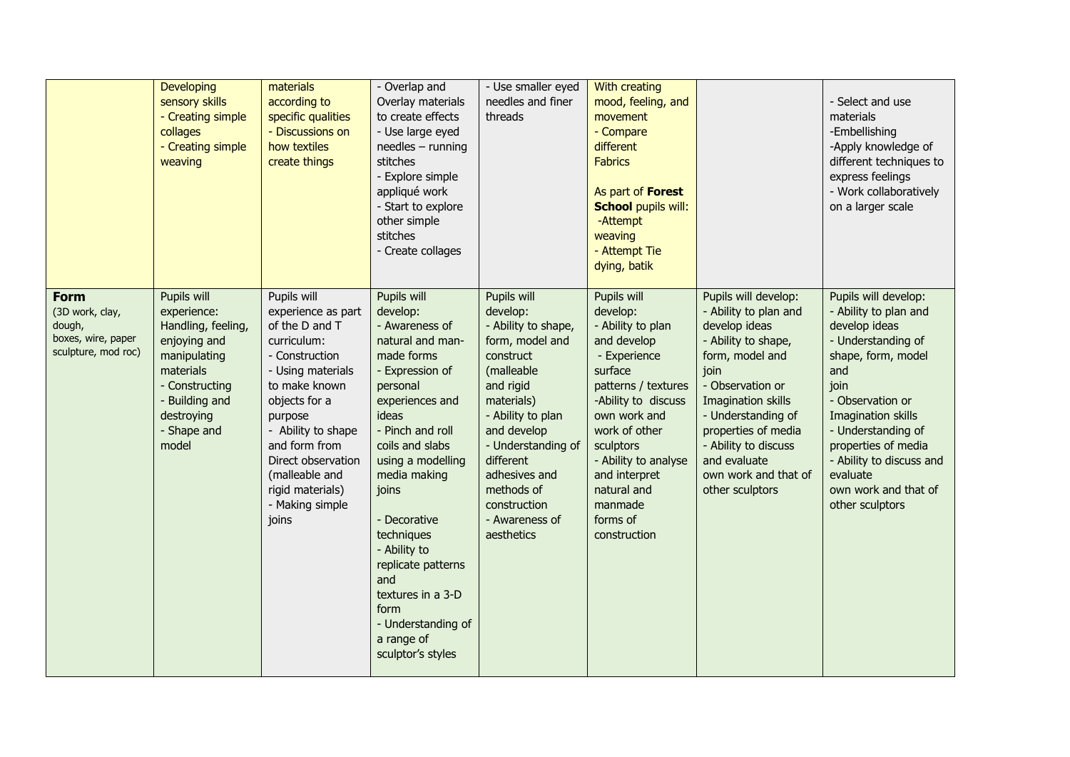| | | | | | | | |
|---|---|---|---|---|---|---|---|
| | Developing sensory skills<br>- Creating simple collages<br>- Creating simple weaving | materials according to specific qualities<br>- Discussions on how textiles create things | - Overlap and Overlay materials to create effects<br>- Use large eyed needles – running stitches<br>- Explore simple appliqué work<br>- Start to explore other simple stitches<br>- Create collages | - Use smaller eyed needles and finer threads | With creating mood, feeling, and movement<br>- Compare different Fabrics<br><br>As part of **Forest School** pupils will:<br>-Attempt weaving<br>- Attempt Tie dying, batik | | - Select and use materials<br>-Embellishing<br>-Apply knowledge of different techniques to express feelings<br>- Work collaboratively on a larger scale |
| **Form**<br>(3D work, clay, dough, boxes, wire, paper sculpture, mod roc) | Pupils will experience:<br>Handling, feeling, enjoying and manipulating materials<br>- Constructing<br>- Building and destroying<br>- Shape and model | Pupils will experience as part of the D and T curriculum:<br>- Construction<br>- Using materials to make known objects for a purpose<br>- Ability to shape and form from Direct observation (malleable and rigid materials)<br>- Making simple joins | Pupils will develop:<br>- Awareness of natural and man-made forms<br>- Expression of personal experiences and ideas<br>- Pinch and roll coils and slabs using a modelling media making joins<br><br>- Decorative techniques<br>- Ability to replicate patterns and textures in a 3-D form<br>- Understanding of a range of sculptor's styles | Pupils will develop:<br>- Ability to shape, form, model and construct (malleable and rigid materials)<br>- Ability to plan and develop<br>- Understanding of different adhesives and methods of construction<br>- Awareness of aesthetics | Pupils will develop:<br>- Ability to plan and develop<br>- Experience surface patterns / textures<br>-Ability to discuss own work and work of other sculptors<br>- Ability to analyse and interpret natural and manmade forms of construction | Pupils will develop:<br>- Ability to plan and develop ideas<br>- Ability to shape, form, model and join<br>- Observation or Imagination skills<br>- Understanding of properties of media<br>- Ability to discuss and evaluate own work and that of other sculptors | Pupils will develop:<br>- Ability to plan and develop ideas<br>- Understanding of shape, form, model and join<br>- Observation or Imagination skills<br>- Understanding of properties of media<br>- Ability to discuss and evaluate own work and that of other sculptors |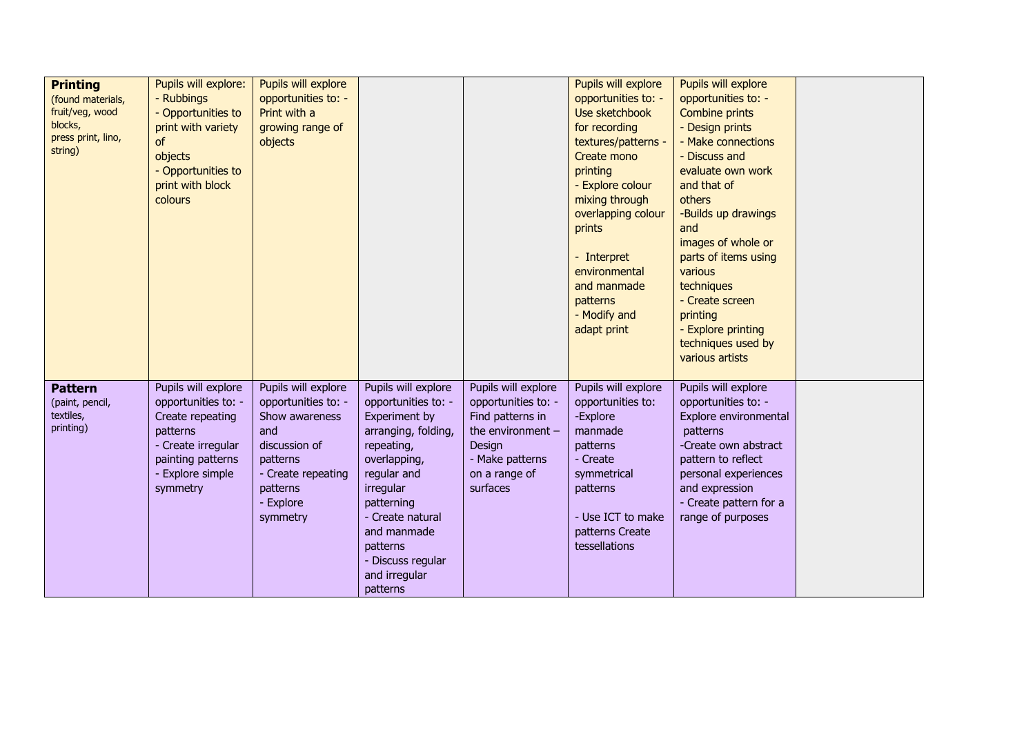| | | | | | | | |
|---|---|---|---|---|---|---|---|
| **Printing** (found materials, fruit/veg, wood blocks, press print, lino, string) | Pupils will explore: - Rubbings - Opportunities to print with variety of objects - Opportunities to print with block colours | Pupils will explore opportunities to: - Print with a growing range of objects | | | Pupils will explore opportunities to: - Use sketchbook for recording textures/patterns - Create mono printing - Explore colour mixing through overlapping colour prints - Interpret environmental and manmade patterns - Modify and adapt print | Pupils will explore opportunities to: - Combine prints - Design prints - Make connections - Discuss and evaluate own work and that of others -Builds up drawings and images of whole or parts of items using various techniques - Create screen printing - Explore printing techniques used by various artists | |
| **Pattern** (paint, pencil, textiles, printing) | Pupils will explore opportunities to: - Create repeating patterns - Create irregular painting patterns - Explore simple symmetry | Pupils will explore opportunities to: - Show awareness and discussion of patterns - Create repeating patterns - Explore symmetry | Pupils will explore opportunities to: - Experiment by arranging, folding, repeating, overlapping, regular and irregular patterning - Create natural and manmade patterns - Discuss regular and irregular patterns | Pupils will explore opportunities to: - Find patterns in the environment – Design - Make patterns on a range of surfaces | Pupils will explore opportunities to: -Explore manmade patterns - Create symmetrical patterns - Use ICT to make patterns Create tessellations | Pupils will explore opportunities to: - Explore environmental patterns -Create own abstract pattern to reflect personal experiences and expression - Create pattern for a range of purposes | |